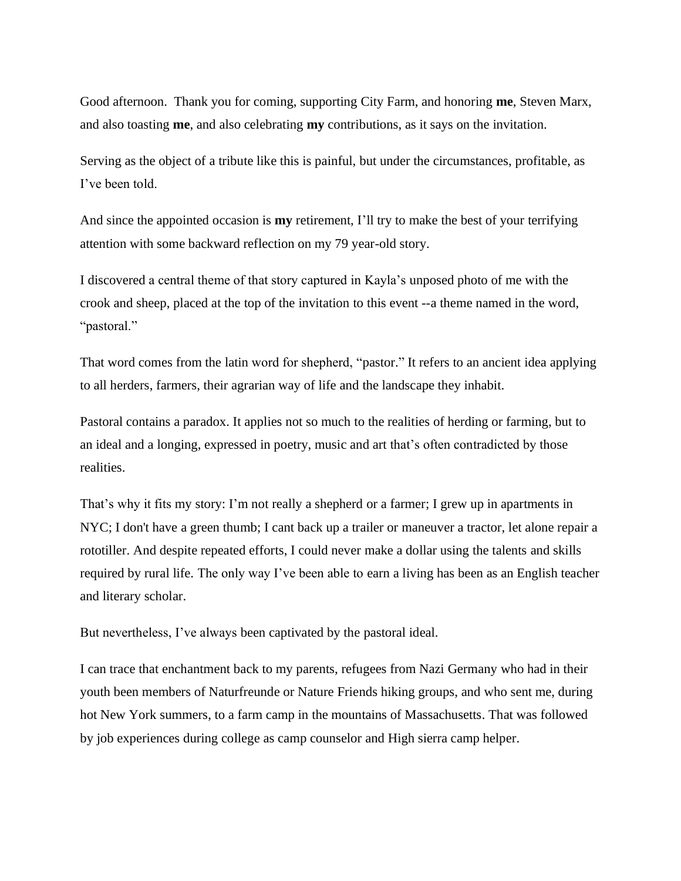Good afternoon. Thank you for coming, supporting City Farm, and honoring **me**, Steven Marx, and also toasting **me**, and also celebrating **my** contributions, as it says on the invitation.

Serving as the object of a tribute like this is painful, but under the circumstances, profitable, as I've been told.

And since the appointed occasion is **my** retirement, I'll try to make the best of your terrifying attention with some backward reflection on my 79 year-old story.

I discovered a central theme of that story captured in Kayla's unposed photo of me with the crook and sheep, placed at the top of the invitation to this event --a theme named in the word, "pastoral."

That word comes from the latin word for shepherd, "pastor." It refers to an ancient idea applying to all herders, farmers, their agrarian way of life and the landscape they inhabit.

Pastoral contains a paradox. It applies not so much to the realities of herding or farming, but to an ideal and a longing, expressed in poetry, music and art that's often contradicted by those realities.

That's why it fits my story: I'm not really a shepherd or a farmer; I grew up in apartments in NYC; I don't have a green thumb; I cant back up a trailer or maneuver a tractor, let alone repair a rototiller. And despite repeated efforts, I could never make a dollar using the talents and skills required by rural life. The only way I've been able to earn a living has been as an English teacher and literary scholar.

But nevertheless, I've always been captivated by the pastoral ideal.

I can trace that enchantment back to my parents, refugees from Nazi Germany who had in their youth been members of Naturfreunde or Nature Friends hiking groups, and who sent me, during hot New York summers, to a farm camp in the mountains of Massachusetts. That was followed by job experiences during college as camp counselor and High sierra camp helper.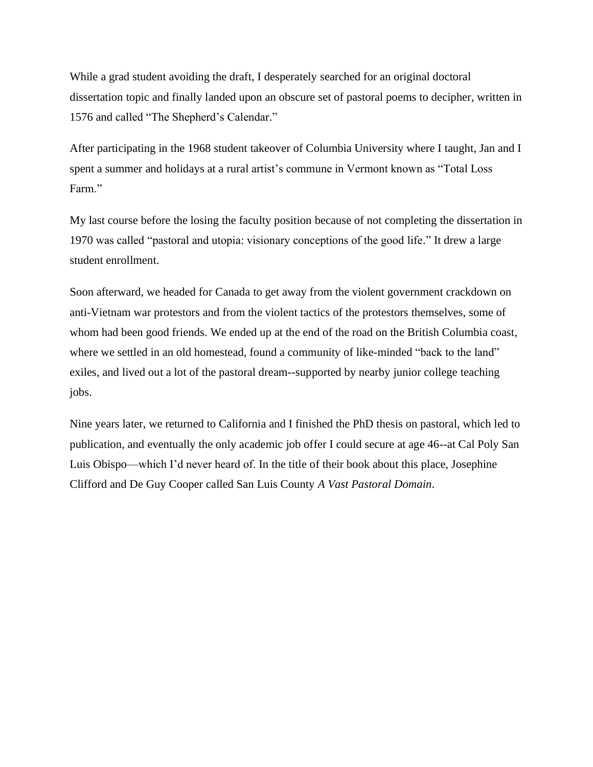While a grad student avoiding the draft, I desperately searched for an original doctoral dissertation topic and finally landed upon an obscure set of pastoral poems to decipher, written in 1576 and called "The Shepherd's Calendar."

After participating in the 1968 student takeover of Columbia University where I taught, Jan and I spent a summer and holidays at a rural artist's commune in Vermont known as "Total Loss Farm."

My last course before the losing the faculty position because of not completing the dissertation in 1970 was called "pastoral and utopia: visionary conceptions of the good life." It drew a large student enrollment.

Soon afterward, we headed for Canada to get away from the violent government crackdown on anti-Vietnam war protestors and from the violent tactics of the protestors themselves, some of whom had been good friends. We ended up at the end of the road on the British Columbia coast, where we settled in an old homestead, found a community of like-minded "back to the land" exiles, and lived out a lot of the pastoral dream--supported by nearby junior college teaching jobs.

Nine years later, we returned to California and I finished the PhD thesis on pastoral, which led to publication, and eventually the only academic job offer I could secure at age 46--at Cal Poly San Luis Obispo—which I'd never heard of. In the title of their book about this place, Josephine Clifford and De Guy Cooper called San Luis County *A Vast Pastoral Domain*.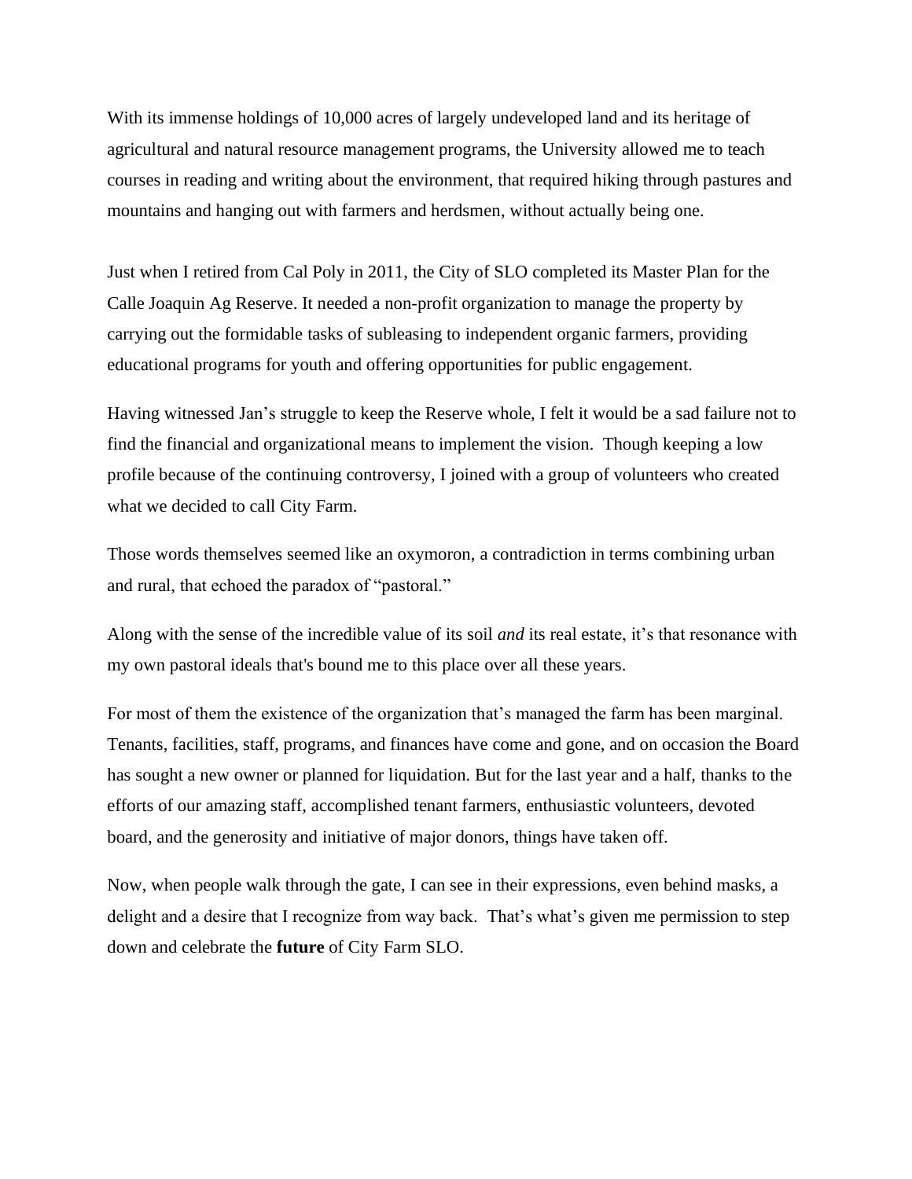With its immense holdings of 10,000 acres of largely undeveloped land and its heritage of agricultural and natural resource management programs, the University allowed me to teach courses in reading and writing about the environment, that required hiking through pastures and mountains and hanging out with farmers and herdsmen, without actually being one.

Just when I retired from Cal Poly in 2011, the City of SLO completed its Master Plan for the Calle Joaquin Ag Reserve. It needed a non-profit organization to manage the property by carrying out the formidable tasks of subleasing to independent organic farmers, providing educational programs for youth and offering opportunities for public engagement.

Having witnessed Jan's struggle to keep the Reserve whole, I felt it would be a sad failure not to find the financial and organizational means to implement the vision. Though keeping a low profile because of the continuing controversy, I joined with a group of volunteers who created what we decided to call City Farm.

Those words themselves seemed like an oxymoron, a contradiction in terms combining urban and rural, that echoed the paradox of "pastoral."

Along with the sense of the incredible value of its soil *and* its real estate, it's that resonance with my own pastoral ideals that's bound me to this place over all these years.

For most of them the existence of the organization that's managed the farm has been marginal. Tenants, facilities, staff, programs, and finances have come and gone, and on occasion the Board has sought a new owner or planned for liquidation. But for the last year and a half, thanks to the efforts of our amazing staff, accomplished tenant farmers, enthusiastic volunteers, devoted board, and the generosity and initiative of major donors, things have taken off.

Now, when people walk through the gate, I can see in their expressions, even behind masks, a delight and a desire that I recognize from way back. That's what's given me permission to step down and celebrate the **future** of City Farm SLO.